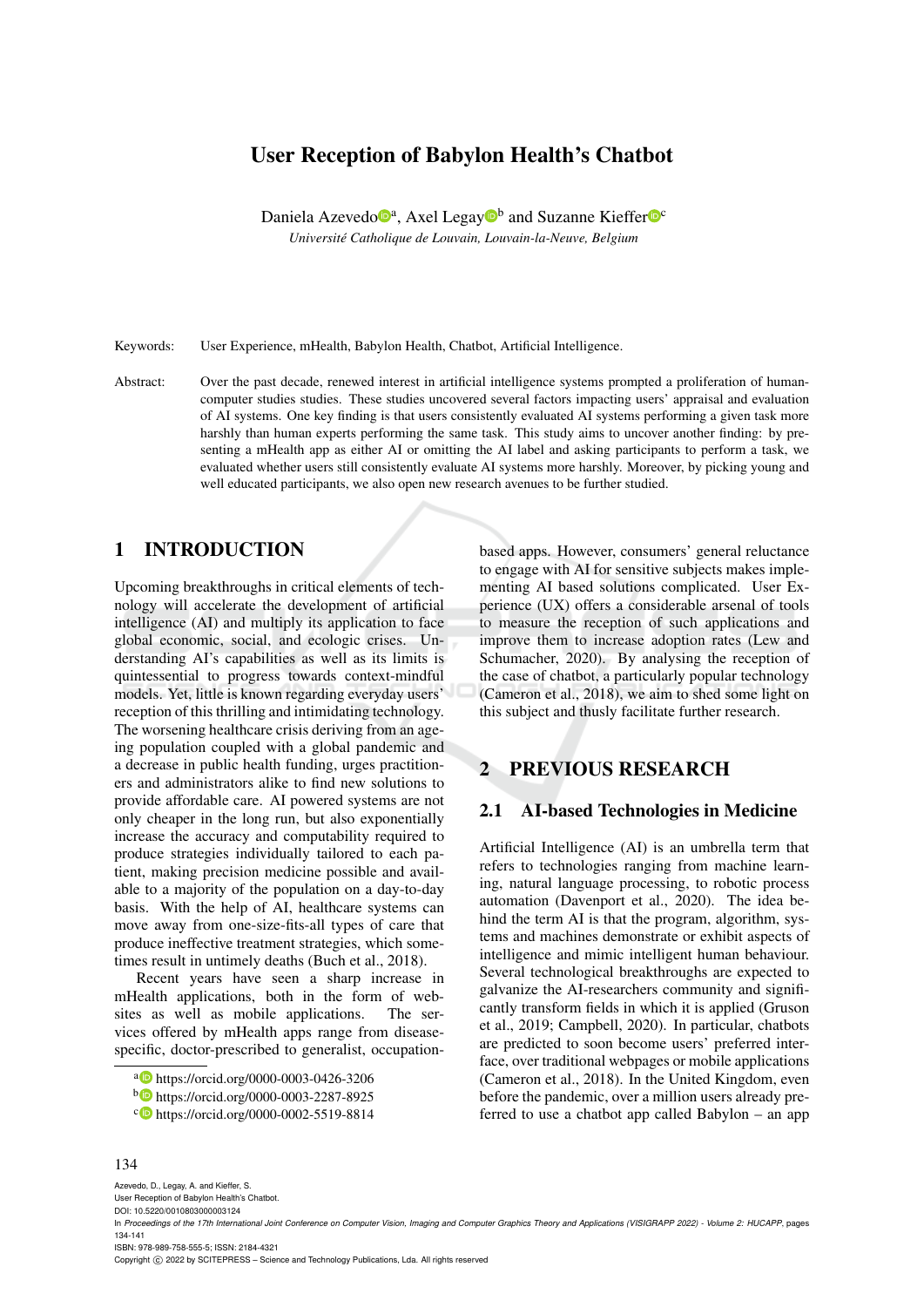# User Reception of Babylon Health's Chatbot

Daniela Azevedo[a], Axel Legay[b] and Suzanne Kieffer[c]

*Université Catholique de Louvain, Louvain-la-Neuve, Belgium*

Keywords: User Experience, mHealth, Babylon Health, Chatbot, Artificial Intelligence.

Abstract: Over the past decade, renewed interest in artificial intelligence systems prompted a proliferation of human-computer studies studies. These studies uncovered several factors impacting users' appraisal and evaluation of AI systems. One key finding is that users consistently evaluated AI systems performing a given task more harshly than human experts performing the same task. This study aims to uncover another finding: by presenting a mHealth app as either AI or omitting the AI label and asking participants to perform a task, we evaluated whether users still consistently evaluate AI systems more harshly. Moreover, by picking young and well educated participants, we also open new research avenues to be further studied.

## 1 INTRODUCTION

Upcoming breakthroughs in critical elements of technology will accelerate the development of artificial intelligence (AI) and multiply its application to face global economic, social, and ecologic crises. Understanding AI's capabilities as well as its limits is quintessential to progress towards context-mindful models. Yet, little is known regarding everyday users' reception of this thrilling and intimidating technology. The worsening healthcare crisis deriving from an ageing population coupled with a global pandemic and a decrease in public health funding, urges practitioners and administrators alike to find new solutions to provide affordable care. AI powered systems are not only cheaper in the long run, but also exponentially increase the accuracy and computability required to produce strategies individually tailored to each patient, making precision medicine possible and available to a majority of the population on a day-to-day basis. With the help of AI, healthcare systems can move away from one-size-fits-all types of care that produce ineffective treatment strategies, which sometimes result in untimely deaths (Buch et al., 2018).

Recent years have seen a sharp increase in mHealth applications, both in the form of websites as well as mobile applications. The services offered by mHealth apps range from disease-specific, doctor-prescribed to generalist, occupation-based apps. However, consumers' general reluctance to engage with AI for sensitive subjects makes implementing AI based solutions complicated. User Experience (UX) offers a considerable arsenal of tools to measure the reception of such applications and improve them to increase adoption rates (Lew and Schumacher, 2020). By analysing the reception of the case of chatbot, a particularly popular technology (Cameron et al., 2018), we aim to shed some light on this subject and thusly facilitate further research.

[a] https://orcid.org/0000-0003-0426-3206
[b] https://orcid.org/0000-0003-2287-8925
[c] https://orcid.org/0000-0002-5519-8814

## 2 PREVIOUS RESEARCH

### 2.1 AI-based Technologies in Medicine

Artificial Intelligence (AI) is an umbrella term that refers to technologies ranging from machine learning, natural language processing, to robotic process automation (Davenport et al., 2020). The idea behind the term AI is that the program, algorithm, systems and machines demonstrate or exhibit aspects of intelligence and mimic intelligent human behaviour. Several technological breakthroughs are expected to galvanize the AI-researchers community and significantly transform fields in which it is applied (Gruson et al., 2019; Campbell, 2020). In particular, chatbots are predicted to soon become users' preferred interface, over traditional webpages or mobile applications (Cameron et al., 2018). In the United Kingdom, even before the pandemic, over a million users already preferred to use a chatbot app called Babylon – an app

Azevedo, D., Legay, A. and Kieffer, S.
User Reception of Babylon Health's Chatbot.
DOI: 10.5220/0010803000003124
In *Proceedings of the 17th International Joint Conference on Computer Vision, Imaging and Computer Graphics Theory and Applications (VISIGRAPP 2022) - Volume 2: HUCAPP*, pages 134-141
ISBN: 978-989-758-555-5; ISSN: 2184-4321
Copyright © 2022 by SCITEPRESS – Science and Technology Publications, Lda. All rights reserved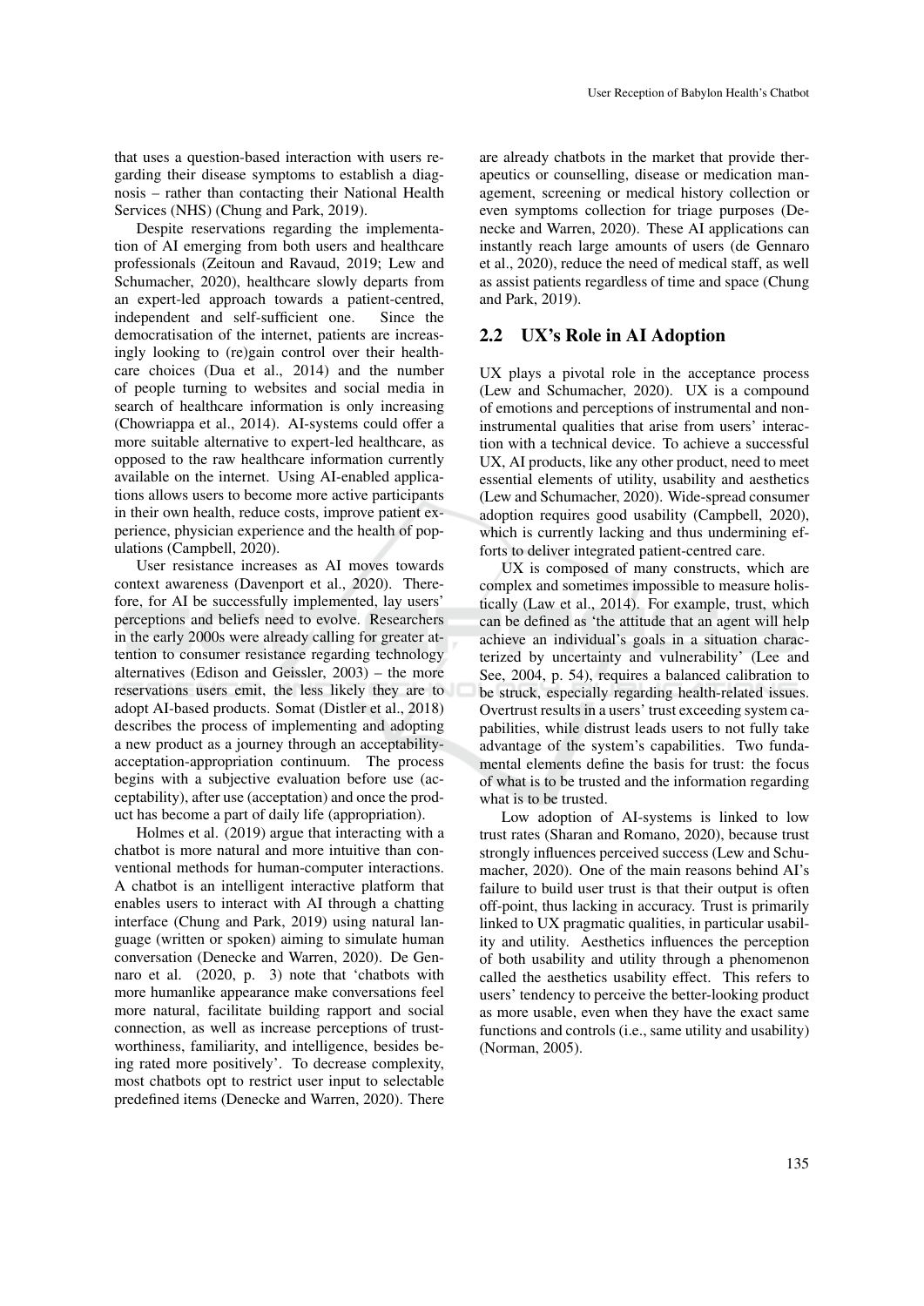that uses a question-based interaction with users regarding their disease symptoms to establish a diagnosis – rather than contacting their National Health Services (NHS) (Chung and Park, 2019).

Despite reservations regarding the implementation of AI emerging from both users and healthcare professionals (Zeitoun and Ravaud, 2019; Lew and Schumacher, 2020), healthcare slowly departs from an expert-led approach towards a patient-centred, independent and self-sufficient one. Since the democratisation of the internet, patients are increasingly looking to (re)gain control over their healthcare choices (Dua et al., 2014) and the number of people turning to websites and social media in search of healthcare information is only increasing (Chowriappa et al., 2014). AI-systems could offer a more suitable alternative to expert-led healthcare, as opposed to the raw healthcare information currently available on the internet. Using AI-enabled applications allows users to become more active participants in their own health, reduce costs, improve patient experience, physician experience and the health of populations (Campbell, 2020).

User resistance increases as AI moves towards context awareness (Davenport et al., 2020). Therefore, for AI be successfully implemented, lay users' perceptions and beliefs need to evolve. Researchers in the early 2000s were already calling for greater attention to consumer resistance regarding technology alternatives (Edison and Geissler, 2003) – the more reservations users emit, the less likely they are to adopt AI-based products. Somat (Distler et al., 2018) describes the process of implementing and adopting a new product as a journey through an acceptability-acceptation-appropriation continuum. The process begins with a subjective evaluation before use (acceptability), after use (acceptation) and once the product has become a part of daily life (appropriation).

Holmes et al. (2019) argue that interacting with a chatbot is more natural and more intuitive than conventional methods for human-computer interactions. A chatbot is an intelligent interactive platform that enables users to interact with AI through a chatting interface (Chung and Park, 2019) using natural language (written or spoken) aiming to simulate human conversation (Denecke and Warren, 2020). De Gennaro et al. (2020, p. 3) note that 'chatbots with more humanlike appearance make conversations feel more natural, facilitate building rapport and social connection, as well as increase perceptions of trustworthiness, familiarity, and intelligence, besides being rated more positively'. To decrease complexity, most chatbots opt to restrict user input to selectable predefined items (Denecke and Warren, 2020). There are already chatbots in the market that provide therapeutics or counselling, disease or medication management, screening or medical history collection or even symptoms collection for triage purposes (Denecke and Warren, 2020). These AI applications can instantly reach large amounts of users (de Gennaro et al., 2020), reduce the need of medical staff, as well as assist patients regardless of time and space (Chung and Park, 2019).

## 2.2 UX's Role in AI Adoption

UX plays a pivotal role in the acceptance process (Lew and Schumacher, 2020). UX is a compound of emotions and perceptions of instrumental and non-instrumental qualities that arise from users' interaction with a technical device. To achieve a successful UX, AI products, like any other product, need to meet essential elements of utility, usability and aesthetics (Lew and Schumacher, 2020). Wide-spread consumer adoption requires good usability (Campbell, 2020), which is currently lacking and thus undermining efforts to deliver integrated patient-centred care.

UX is composed of many constructs, which are complex and sometimes impossible to measure holistically (Law et al., 2014). For example, trust, which can be defined as 'the attitude that an agent will help achieve an individual's goals in a situation characterized by uncertainty and vulnerability' (Lee and See, 2004, p. 54), requires a balanced calibration to be struck, especially regarding health-related issues. Overtrust results in a users' trust exceeding system capabilities, while distrust leads users to not fully take advantage of the system's capabilities. Two fundamental elements define the basis for trust: the focus of what is to be trusted and the information regarding what is to be trusted.

Low adoption of AI-systems is linked to low trust rates (Sharan and Romano, 2020), because trust strongly influences perceived success (Lew and Schumacher, 2020). One of the main reasons behind AI's failure to build user trust is that their output is often off-point, thus lacking in accuracy. Trust is primarily linked to UX pragmatic qualities, in particular usability and utility. Aesthetics influences the perception of both usability and utility through a phenomenon called the aesthetics usability effect. This refers to users' tendency to perceive the better-looking product as more usable, even when they have the exact same functions and controls (i.e., same utility and usability) (Norman, 2005).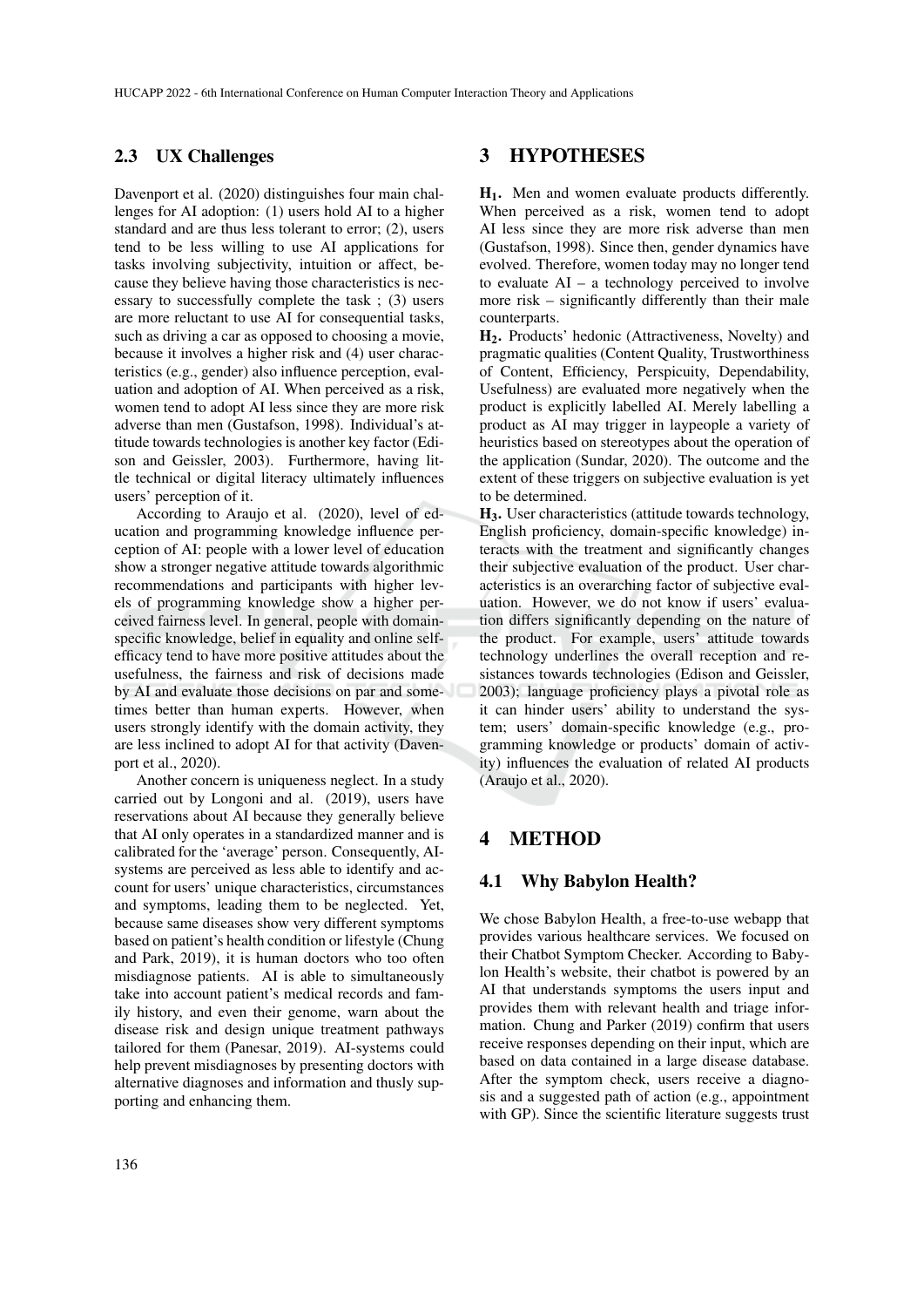### 2.3 UX Challenges

Davenport et al. (2020) distinguishes four main challenges for AI adoption: (1) users hold AI to a higher standard and are thus less tolerant to error; (2), users tend to be less willing to use AI applications for tasks involving subjectivity, intuition or affect, because they believe having those characteristics is necessary to successfully complete the task ; (3) users are more reluctant to use AI for consequential tasks, such as driving a car as opposed to choosing a movie, because it involves a higher risk and (4) user characteristics (e.g., gender) also influence perception, evaluation and adoption of AI. When perceived as a risk, women tend to adopt AI less since they are more risk adverse than men (Gustafson, 1998). Individual's attitude towards technologies is another key factor (Edison and Geissler, 2003). Furthermore, having little technical or digital literacy ultimately influences users' perception of it.

According to Araujo et al. (2020), level of education and programming knowledge influence perception of AI: people with a lower level of education show a stronger negative attitude towards algorithmic recommendations and participants with higher levels of programming knowledge show a higher perceived fairness level. In general, people with domain-specific knowledge, belief in equality and online self-efficacy tend to have more positive attitudes about the usefulness, the fairness and risk of decisions made by AI and evaluate those decisions on par and sometimes better than human experts. However, when users strongly identify with the domain activity, they are less inclined to adopt AI for that activity (Davenport et al., 2020).

Another concern is uniqueness neglect. In a study carried out by Longoni and al. (2019), users have reservations about AI because they generally believe that AI only operates in a standardized manner and is calibrated for the 'average' person. Consequently, AI-systems are perceived as less able to identify and account for users' unique characteristics, circumstances and symptoms, leading them to be neglected. Yet, because same diseases show very different symptoms based on patient's health condition or lifestyle (Chung and Park, 2019), it is human doctors who too often misdiagnose patients. AI is able to simultaneously take into account patient's medical records and family history, and even their genome, warn about the disease risk and design unique treatment pathways tailored for them (Panesar, 2019). AI-systems could help prevent misdiagnoses by presenting doctors with alternative diagnoses and information and thusly supporting and enhancing them.

## 3 HYPOTHESES

**$H_1$.** Men and women evaluate products differently. When perceived as a risk, women tend to adopt AI less since they are more risk adverse than men (Gustafson, 1998). Since then, gender dynamics have evolved. Therefore, women today may no longer tend to evaluate AI – a technology perceived to involve more risk – significantly differently than their male counterparts.

**$H_2$.** Products' hedonic (Attractiveness, Novelty) and pragmatic qualities (Content Quality, Trustworthiness of Content, Efficiency, Perspicuity, Dependability, Usefulness) are evaluated more negatively when the product is explicitly labelled AI. Merely labelling a product as AI may trigger in laypeople a variety of heuristics based on stereotypes about the operation of the application (Sundar, 2020). The outcome and the extent of these triggers on subjective evaluation is yet to be determined.

**$H_3$.** User characteristics (attitude towards technology, English proficiency, domain-specific knowledge) interacts with the treatment and significantly changes their subjective evaluation of the product. User characteristics is an overarching factor of subjective evaluation. However, we do not know if users' evaluation differs significantly depending on the nature of the product. For example, users' attitude towards technology underlines the overall reception and resistances towards technologies (Edison and Geissler, 2003); language proficiency plays a pivotal role as it can hinder users' ability to understand the system; users' domain-specific knowledge (e.g., programming knowledge or products' domain of activity) influences the evaluation of related AI products (Araujo et al., 2020).

## 4 METHOD

### 4.1 Why Babylon Health?

We chose Babylon Health, a free-to-use webapp that provides various healthcare services. We focused on their Chatbot Symptom Checker. According to Babylon Health's website, their chatbot is powered by an AI that understands symptoms the users input and provides them with relevant health and triage information. Chung and Parker (2019) confirm that users receive responses depending on their input, which are based on data contained in a large disease database. After the symptom check, users receive a diagnosis and a suggested path of action (e.g., appointment with GP). Since the scientific literature suggests trust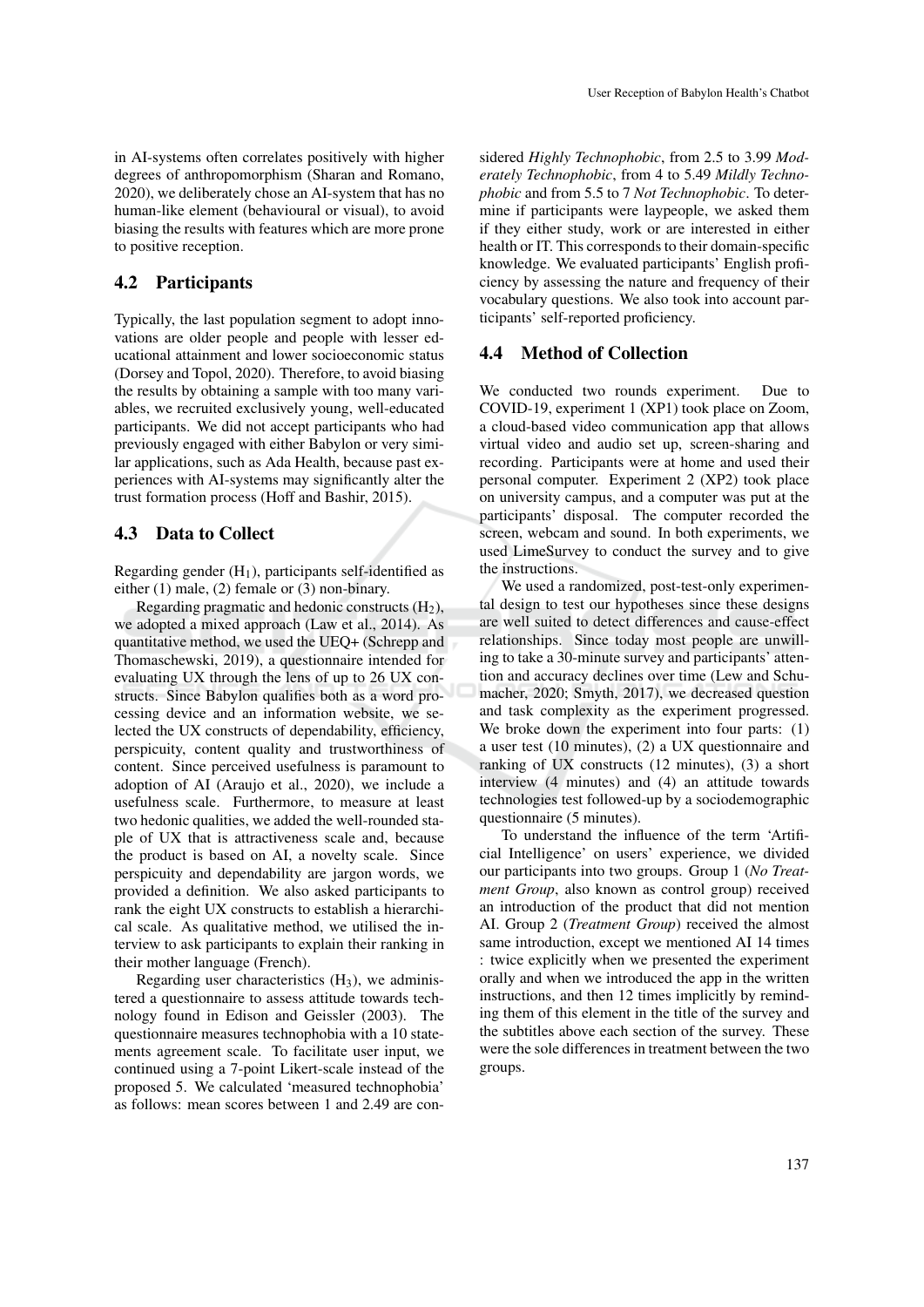in AI-systems often correlates positively with higher degrees of anthropomorphism (Sharan and Romano, 2020), we deliberately chose an AI-system that has no human-like element (behavioural or visual), to avoid biasing the results with features which are more prone to positive reception.

## 4.2 Participants

Typically, the last population segment to adopt innovations are older people and people with lesser educational attainment and lower socioeconomic status (Dorsey and Topol, 2020). Therefore, to avoid biasing the results by obtaining a sample with too many variables, we recruited exclusively young, well-educated participants. We did not accept participants who had previously engaged with either Babylon or very similar applications, such as Ada Health, because past experiences with AI-systems may significantly alter the trust formation process (Hoff and Bashir, 2015).

## 4.3 Data to Collect

Regarding gender ($H_1$), participants self-identified as either (1) male, (2) female or (3) non-binary.

Regarding pragmatic and hedonic constructs ($H_2$), we adopted a mixed approach (Law et al., 2014). As quantitative method, we used the UEQ+ (Schrepp and Thomaschewski, 2019), a questionnaire intended for evaluating UX through the lens of up to 26 UX constructs. Since Babylon qualifies both as a word processing device and an information website, we selected the UX constructs of dependability, efficiency, perspicuity, content quality and trustworthiness of content. Since perceived usefulness is paramount to adoption of AI (Araujo et al., 2020), we include a usefulness scale. Furthermore, to measure at least two hedonic qualities, we added the well-rounded staple of UX that is attractiveness scale and, because the product is based on AI, a novelty scale. Since perspicuity and dependability are jargon words, we provided a definition. We also asked participants to rank the eight UX constructs to establish a hierarchical scale. As qualitative method, we utilised the interview to ask participants to explain their ranking in their mother language (French).

Regarding user characteristics ($H_3$), we administered a questionnaire to assess attitude towards technology found in Edison and Geissler (2003). The questionnaire measures technophobia with a 10 statements agreement scale. To facilitate user input, we continued using a 7-point Likert-scale instead of the proposed 5. We calculated 'measured technophobia' as follows: mean scores between 1 and 2.49 are considered *Highly Technophobic*, from 2.5 to 3.99 *Moderately Technophobic*, from 4 to 5.49 *Mildly Technophobic* and from 5.5 to 7 *Not Technophobic*. To determine if participants were laypeople, we asked them if they either study, work or are interested in either health or IT. This corresponds to their domain-specific knowledge. We evaluated participants' English proficiency by assessing the nature and frequency of their vocabulary questions. We also took into account participants' self-reported proficiency.

## 4.4 Method of Collection

We conducted two rounds experiment. Due to COVID-19, experiment 1 (XP1) took place on Zoom, a cloud-based video communication app that allows virtual video and audio set up, screen-sharing and recording. Participants were at home and used their personal computer. Experiment 2 (XP2) took place on university campus, and a computer was put at the participants' disposal. The computer recorded the screen, webcam and sound. In both experiments, we used LimeSurvey to conduct the survey and to give the instructions.

We used a randomized, post-test-only experimental design to test our hypotheses since these designs are well suited to detect differences and cause-effect relationships. Since today most people are unwilling to take a 30-minute survey and participants' attention and accuracy declines over time (Lew and Schumacher, 2020; Smyth, 2017), we decreased question and task complexity as the experiment progressed. We broke down the experiment into four parts: (1) a user test (10 minutes), (2) a UX questionnaire and ranking of UX constructs (12 minutes), (3) a short interview (4 minutes) and (4) an attitude towards technologies test followed-up by a sociodemographic questionnaire (5 minutes).

To understand the influence of the term 'Artificial Intelligence' on users' experience, we divided our participants into two groups. Group 1 (*No Treatment Group*, also known as control group) received an introduction of the product that did not mention AI. Group 2 (*Treatment Group*) received the almost same introduction, except we mentioned AI 14 times : twice explicitly when we presented the experiment orally and when we introduced the app in the written instructions, and then 12 times implicitly by reminding them of this element in the title of the survey and the subtitles above each section of the survey. These were the sole differences in treatment between the two groups.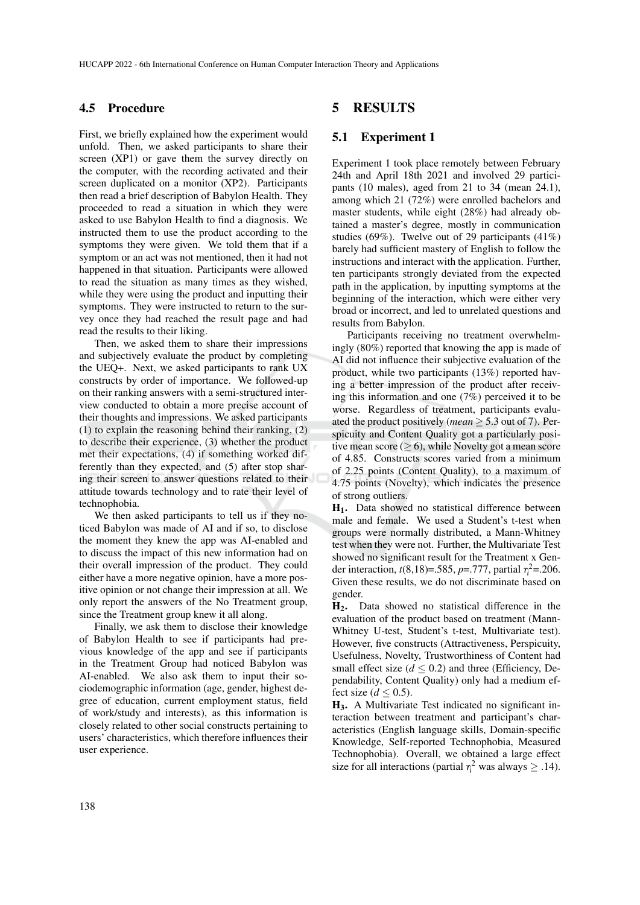### 4.5 Procedure

First, we briefly explained how the experiment would unfold. Then, we asked participants to share their screen (XP1) or gave them the survey directly on the computer, with the recording activated and their screen duplicated on a monitor (XP2). Participants then read a brief description of Babylon Health. They proceeded to read a situation in which they were asked to use Babylon Health to find a diagnosis. We instructed them to use the product according to the symptoms they were given. We told them that if a symptom or an act was not mentioned, then it had not happened in that situation. Participants were allowed to read the situation as many times as they wished, while they were using the product and inputting their symptoms. They were instructed to return to the survey once they had reached the result page and had read the results to their liking.

Then, we asked them to share their impressions and subjectively evaluate the product by completing the UEQ+. Next, we asked participants to rank UX constructs by order of importance. We followed-up on their ranking answers with a semi-structured interview conducted to obtain a more precise account of their thoughts and impressions. We asked participants (1) to explain the reasoning behind their ranking, (2) to describe their experience, (3) whether the product met their expectations, (4) if something worked differently than they expected, and (5) after stop sharing their screen to answer questions related to their attitude towards technology and to rate their level of technophobia.

We then asked participants to tell us if they noticed Babylon was made of AI and if so, to disclose the moment they knew the app was AI-enabled and to discuss the impact of this new information had on their overall impression of the product. They could either have a more negative opinion, have a more positive opinion or not change their impression at all. We only report the answers of the No Treatment group, since the Treatment group knew it all along.

Finally, we ask them to disclose their knowledge of Babylon Health to see if participants had previous knowledge of the app and see if participants in the Treatment Group had noticed Babylon was AI-enabled. We also ask them to input their sociodemographic information (age, gender, highest degree of education, current employment status, field of work/study and interests), as this information is closely related to other social constructs pertaining to users' characteristics, which therefore influences their user experience.

## 5 RESULTS

### 5.1 Experiment 1

Experiment 1 took place remotely between February 24th and April 18th 2021 and involved 29 participants (10 males), aged from 21 to 34 (mean 24.1), among which 21 (72%) were enrolled bachelors and master students, while eight (28%) had already obtained a master's degree, mostly in communication studies (69%). Twelve out of 29 participants (41%) barely had sufficient mastery of English to follow the instructions and interact with the application. Further, ten participants strongly deviated from the expected path in the application, by inputting symptoms at the beginning of the interaction, which were either very broad or incorrect, and led to unrelated questions and results from Babylon.

Participants receiving no treatment overwhelmingly (80%) reported that knowing the app is made of AI did not influence their subjective evaluation of the product, while two participants (13%) reported having a better impression of the product after receiving this information and one (7%) perceived it to be worse. Regardless of treatment, participants evaluated the product positively (*mean* $\geq 5.3$ out of 7). Perspicuity and Content Quality got a particularly positive mean score ($\geq 6$), while Novelty got a mean score of 4.85. Constructs scores varied from a minimum of 2.25 points (Content Quality), to a maximum of 4.75 points (Novelty), which indicates the presence of strong outliers.

**$H_1$.** Data showed no statistical difference between male and female. We used a Student's t-test when groups were normally distributed, a Mann-Whitney test when they were not. Further, the Multivariate Test showed no significant result for the Treatment x Gender interaction, $t(8,18)=.585$, $p=.777$, partial $\eta^2=.206$. Given these results, we do not discriminate based on gender.

**$H_2$.** Data showed no statistical difference in the evaluation of the product based on treatment (Mann-Whitney U-test, Student's t-test, Multivariate test). However, five constructs (Attractiveness, Perspicuity, Usefulness, Novelty, Trustworthiness of Content had small effect size ($d \leq 0.2$) and three (Efficiency, Dependability, Content Quality) only had a medium effect size ($d \leq 0.5$).

**$H_3$.** A Multivariate Test indicated no significant interaction between treatment and participant's characteristics (English language skills, Domain-specific Knowledge, Self-reported Technophobia, Measured Technophobia). Overall, we obtained a large effect size for all interactions (partial $\eta^2$ was always $\geq .14$).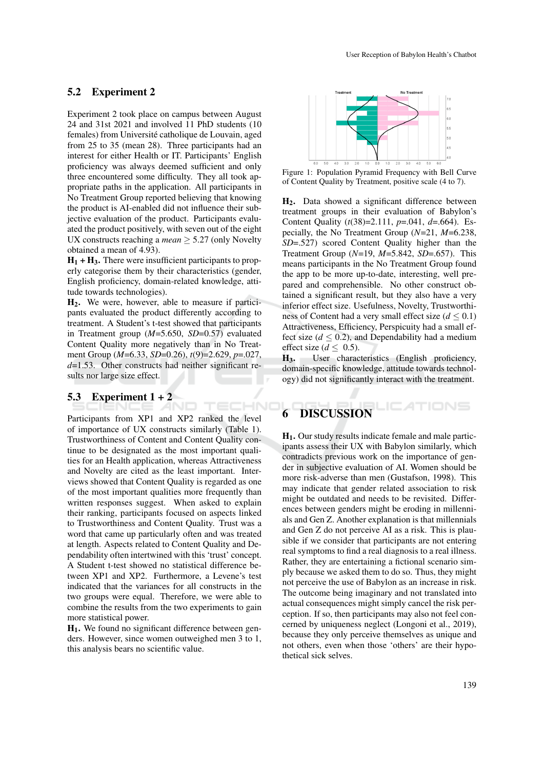## 5.2 Experiment 2

Experiment 2 took place on campus between August 24 and 31st 2021 and involved 11 PhD students (10 females) from Université catholique de Louvain, aged from 25 to 35 (mean 28). Three participants had an interest for either Health or IT. Participants' English proficiency was always deemed sufficient and only three encountered some difficulty. They all took appropriate paths in the application. All participants in No Treatment Group reported believing that knowing the product is AI-enabled did not influence their subjective evaluation of the product. Participants evaluated the product positively, with seven out of the eight UX constructs reaching a *mean* $\geq$ 5.27 (only Novelty obtained a mean of 4.93).

**$H_1$ + $H_3$.** There were insufficient participants to properly categorise them by their characteristics (gender, English proficiency, domain-related knowledge, attitude towards technologies).

**$H_2$.** We were, however, able to measure if participants evaluated the product differently according to treatment. A Student's t-test showed that participants in Treatment group ($M$=5.650, $SD$=0.57) evaluated Content Quality more negatively than in No Treatment Group ($M$=6.33, $SD$=0.26), $t(9)$=2.629, $p$=.027, $d$=1.53. Other constructs had neither significant results nor large size effect.

## 5.3 Experiment 1 + 2

Participants from XP1 and XP2 ranked the level of importance of UX constructs similarly (Table 1). Trustworthiness of Content and Content Quality continue to be designated as the most important qualities for an Health application, whereas Attractiveness and Novelty are cited as the least important. Interviews showed that Content Quality is regarded as one of the most important qualities more frequently than written responses suggest. When asked to explain their ranking, participants focused on aspects linked to Trustworthiness and Content Quality. Trust was a word that came up particularly often and was treated at length. Aspects related to Content Quality and Dependability often intertwined with this 'trust' concept. A Student t-test showed no statistical difference between XP1 and XP2. Furthermore, a Levene's test indicated that the variances for all constructs in the two groups were equal. Therefore, we were able to combine the results from the two experiments to gain more statistical power.

**$H_1$.** We found no significant difference between genders. However, since women outweighed men 3 to 1, this analysis bears no scientific value.

Figure 1: Population Pyramid Frequency with Bell Curve of Content Quality by Treatment, positive scale (4 to 7).

**$H_2$.** Data showed a significant difference between treatment groups in their evaluation of Babylon's Content Quality ($t(38)$=2.111, $p$=.041, $d$=.664). Especially, the No Treatment Group ($N$=21, $M$=6.238, $SD$=.527) scored Content Quality higher than the Treatment Group ($N$=19, $M$=5.842, $SD$=.657). This means participants in the No Treatment Group found the app to be more up-to-date, interesting, well prepared and comprehensible. No other construct obtained a significant result, but they also have a very inferior effect size. Usefulness, Novelty, Trustworthiness of Content had a very small effect size ($d \leq 0.1$) Attractiveness, Efficiency, Perspicuity had a small effect size ($d \leq 0.2$), and Dependability had a medium effect size ($d \leq 0.5$).

**$H_3$.** User characteristics (English proficiency, domain-specific knowledge, attitude towards technology) did not significantly interact with the treatment.

# 6 DISCUSSION

**$H_1$.** Our study results indicate female and male participants assess their UX with Babylon similarly, which contradicts previous work on the importance of gender in subjective evaluation of AI. Women should be more risk-adverse than men (Gustafson, 1998). This may indicate that gender related association to risk might be outdated and needs to be revisited. Differences between genders might be eroding in millennials and Gen Z. Another explanation is that millennials and Gen Z do not perceive AI as a risk. This is plausible if we consider that participants are not entering real symptoms to find a real diagnosis to a real illness. Rather, they are entertaining a fictional scenario simply because we asked them to do so. Thus, they might not perceive the use of Babylon as an increase in risk. The outcome being imaginary and not translated into actual consequences might simply cancel the risk perception. If so, then participants may also not feel concerned by uniqueness neglect (Longoni et al., 2019), because they only perceive themselves as unique and not others, even when those 'others' are their hypothetical sick selves.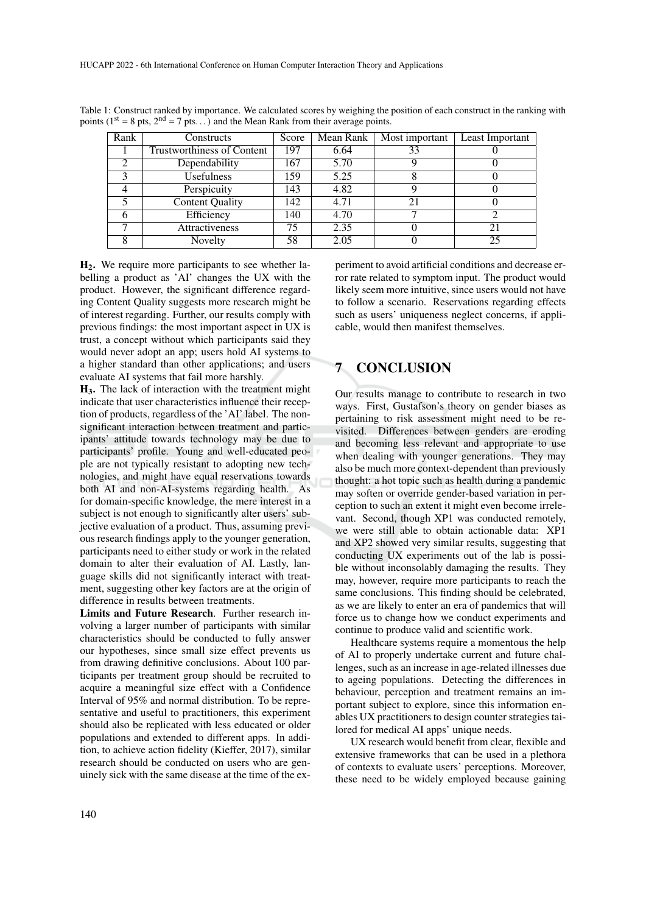Table 1: Construct ranked by importance. We calculated scores by weighing the position of each construct in the ranking with points ($1^{st}$ = 8 pts, $2^{nd}$ = 7 pts...) and the Mean Rank from their average points.

| Rank | Constructs | Score | Mean Rank | Most important | Least Important |
|---|---|---|---|---|---|
| 1 | Trustworthiness of Content | 197 | 6.64 | 33 | 0 |
| 2 | Dependability | 167 | 5.70 | 9 | 0 |
| 3 | Usefulness | 159 | 5.25 | 8 | 0 |
| 4 | Perspicuity | 143 | 4.82 | 9 | 0 |
| 5 | Content Quality | 142 | 4.71 | 21 | 0 |
| 6 | Efficiency | 140 | 4.70 | 7 | 2 |
| 7 | Attractiveness | 75 | 2.35 | 0 | 21 |
| 8 | Novelty | 58 | 2.05 | 0 | 25 |

**$H_2$.** We require more participants to see whether labelling a product as 'AI' changes the UX with the product. However, the significant difference regarding Content Quality suggests more research might be of interest regarding. Further, our results comply with previous findings: the most important aspect in UX is trust, a concept without which participants said they would never adopt an app; users hold AI systems to a higher standard than other applications; and users evaluate AI systems that fail more harshly.

**$H_3$.** The lack of interaction with the treatment might indicate that user characteristics influence their reception of products, regardless of the 'AI' label. The non-significant interaction between treatment and participants' attitude towards technology may be due to participants' profile. Young and well-educated people are not typically resistant to adopting new technologies, and might have equal reservations towards both AI and non-AI-systems regarding health. As for domain-specific knowledge, the mere interest in a subject is not enough to significantly alter users' subjective evaluation of a product. Thus, assuming previous research findings apply to the younger generation, participants need to either study or work in the related domain to alter their evaluation of AI. Lastly, language skills did not significantly interact with treatment, suggesting other key factors are at the origin of difference in results between treatments.

**Limits and Future Research**. Further research involving a larger number of participants with similar characteristics should be conducted to fully answer our hypotheses, since small size effect prevents us from drawing definitive conclusions. About 100 participants per treatment group should be recruited to acquire a meaningful size effect with a Confidence Interval of 95% and normal distribution. To be representative and useful to practitioners, this experiment should also be replicated with less educated or older populations and extended to different apps. In addition, to achieve action fidelity (Kieffer, 2017), similar research should be conducted on users who are genuinely sick with the same disease at the time of the experiment to avoid artificial conditions and decrease error rate related to symptom input. The product would likely seem more intuitive, since users would not have to follow a scenario. Reservations regarding effects such as users' uniqueness neglect concerns, if applicable, would then manifest themselves.

## 7 CONCLUSION

Our results manage to contribute to research in two ways. First, Gustafson's theory on gender biases as pertaining to risk assessment might need to be revisited. Differences between genders are eroding and becoming less relevant and appropriate to use when dealing with younger generations. They may also be much more context-dependent than previously thought: a hot topic such as health during a pandemic may soften or override gender-based variation in perception to such an extent it might even become irrelevant. Second, though XP1 was conducted remotely, we were still able to obtain actionable data: XP1 and XP2 showed very similar results, suggesting that conducting UX experiments out of the lab is possible without inconsolably damaging the results. They may, however, require more participants to reach the same conclusions. This finding should be celebrated, as we are likely to enter an era of pandemics that will force us to change how we conduct experiments and continue to produce valid and scientific work.

Healthcare systems require a momentous the help of AI to properly undertake current and future challenges, such as an increase in age-related illnesses due to ageing populations. Detecting the differences in behaviour, perception and treatment remains an important subject to explore, since this information enables UX practitioners to design counter strategies tailored for medical AI apps' unique needs.

UX research would benefit from clear, flexible and extensive frameworks that can be used in a plethora of contexts to evaluate users' perceptions. Moreover, these need to be widely employed because gaining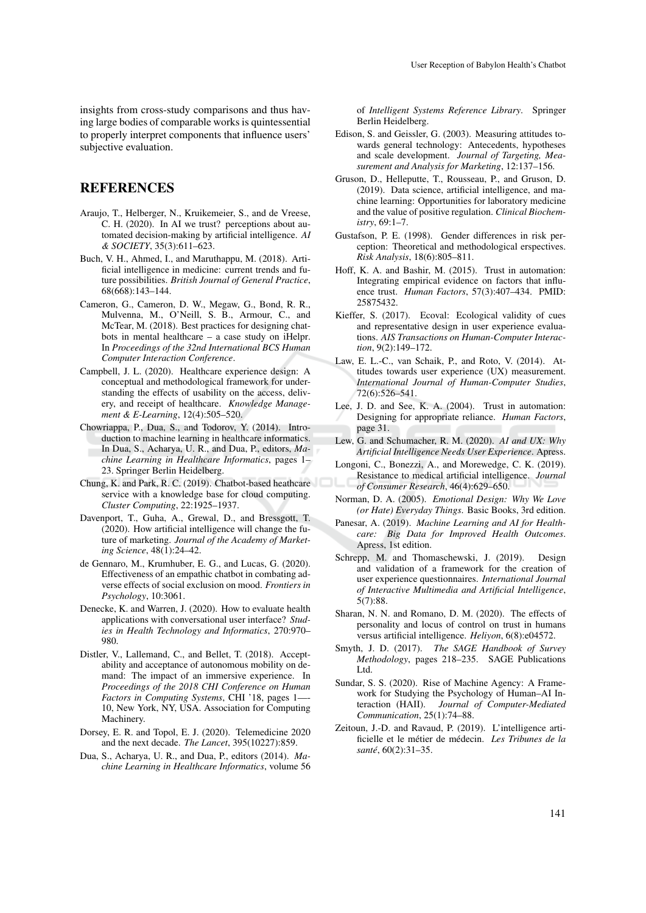insights from cross-study comparisons and thus having large bodies of comparable works is quintessential to properly interpret components that influence users' subjective evaluation.

## REFERENCES

Araujo, T., Helberger, N., Kruikemeier, S., and de Vreese, C. H. (2020). In AI we trust? perceptions about automated decision-making by artificial intelligence. *AI & SOCIETY*, 35(3):611–623.

Buch, V. H., Ahmed, I., and Maruthappu, M. (2018). Artificial intelligence in medicine: current trends and future possibilities. *British Journal of General Practice*, 68(668):143–144.

Cameron, G., Cameron, D. W., Megaw, G., Bond, R. R., Mulvenna, M., O'Neill, S. B., Armour, C., and McTear, M. (2018). Best practices for designing chatbots in mental healthcare – a case study on iHelpr. In *Proceedings of the 32nd International BCS Human Computer Interaction Conference*.

Campbell, J. L. (2020). Healthcare experience design: A conceptual and methodological framework for understanding the effects of usability on the access, delivery, and receipt of healthcare. *Knowledge Management & E-Learning*, 12(4):505–520.

Chowriappa, P., Dua, S., and Todorov, Y. (2014). Introduction to machine learning in healthcare informatics. In Dua, S., Acharya, U. R., and Dua, P., editors, *Machine Learning in Healthcare Informatics*, pages 1–23. Springer Berlin Heidelberg.

Chung, K. and Park, R. C. (2019). Chatbot-based heathcare service with a knowledge base for cloud computing. *Cluster Computing*, 22:1925–1937.

Davenport, T., Guha, A., Grewal, D., and Bressgott, T. (2020). How artificial intelligence will change the future of marketing. *Journal of the Academy of Marketing Science*, 48(1):24–42.

de Gennaro, M., Krumhuber, E. G., and Lucas, G. (2020). Effectiveness of an empathic chatbot in combating adverse effects of social exclusion on mood. *Frontiers in Psychology*, 10:3061.

Denecke, K. and Warren, J. (2020). How to evaluate health applications with conversational user interface? *Studies in Health Technology and Informatics*, 270:970–980.

Distler, V., Lallemand, C., and Bellet, T. (2018). Acceptability and acceptance of autonomous mobility on demand: The impact of an immersive experience. In *Proceedings of the 2018 CHI Conference on Human Factors in Computing Systems*, CHI '18, pages 1—10, New York, NY, USA. Association for Computing Machinery.

Dorsey, E. R. and Topol, E. J. (2020). Telemedicine 2020 and the next decade. *The Lancet*, 395(10227):859.

Dua, S., Acharya, U. R., and Dua, P., editors (2014). *Machine Learning in Healthcare Informatics*, volume 56 of *Intelligent Systems Reference Library*. Springer Berlin Heidelberg.

Edison, S. and Geissler, G. (2003). Measuring attitudes towards general technology: Antecedents, hypotheses and scale development. *Journal of Targeting, Measurement and Analysis for Marketing*, 12:137–156.

Gruson, D., Helleputte, T., Rousseau, P., and Gruson, D. (2019). Data science, artificial intelligence, and machine learning: Opportunities for laboratory medicine and the value of positive regulation. *Clinical Biochemistry*, 69:1–7.

Gustafson, P. E. (1998). Gender differences in risk perception: Theoretical and methodological erspectives. *Risk Analysis*, 18(6):805–811.

Hoff, K. A. and Bashir, M. (2015). Trust in automation: Integrating empirical evidence on factors that influence trust. *Human Factors*, 57(3):407–434. PMID: 25875432.

Kieffer, S. (2017). Ecoval: Ecological validity of cues and representative design in user experience evaluations. *AIS Transactions on Human-Computer Interaction*, 9(2):149–172.

Law, E. L.-C., van Schaik, P., and Roto, V. (2014). Attitudes towards user experience (UX) measurement. *International Journal of Human-Computer Studies*, 72(6):526–541.

Lee, J. D. and See, K. A. (2004). Trust in automation: Designing for appropriate reliance. *Human Factors*, page 31.

Lew, G. and Schumacher, R. M. (2020). *AI and UX: Why Artificial Intelligence Needs User Experience*. Apress.

Longoni, C., Bonezzi, A., and Morewedge, C. K. (2019). Resistance to medical artificial intelligence. *Journal of Consumer Research*, 46(4):629–650.

Norman, D. A. (2005). *Emotional Design: Why We Love (or Hate) Everyday Things*. Basic Books, 3rd edition.

Panesar, A. (2019). *Machine Learning and AI for Healthcare: Big Data for Improved Health Outcomes*. Apress, 1st edition.

Schrepp, M. and Thomaschewski, J. (2019). Design and validation of a framework for the creation of user experience questionnaires. *International Journal of Interactive Multimedia and Artificial Intelligence*, 5(7):88.

Sharan, N. N. and Romano, D. M. (2020). The effects of personality and locus of control on trust in humans versus artificial intelligence. *Heliyon*, 6(8):e04572.

Smyth, J. D. (2017). *The SAGE Handbook of Survey Methodology*, pages 218–235. SAGE Publications Ltd.

Sundar, S. S. (2020). Rise of Machine Agency: A Framework for Studying the Psychology of Human–AI Interaction (HAII). *Journal of Computer-Mediated Communication*, 25(1):74–88.

Zeitoun, J.-D. and Ravaud, P. (2019). L'intelligence artificielle et le métier de médecin. *Les Tribunes de la santé*, 60(2):31–35.